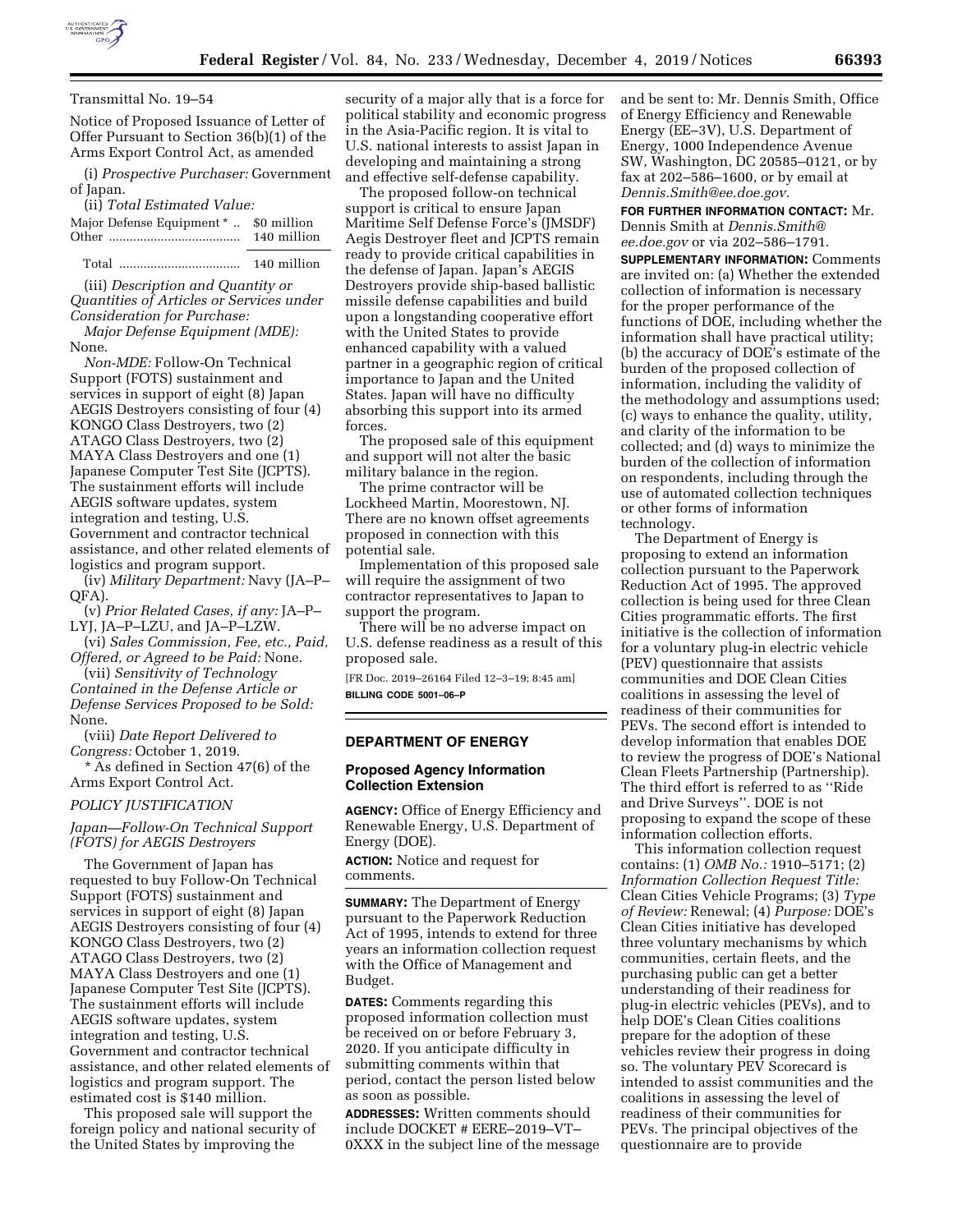Transmittal No. 19–54

Notice of Proposed Issuance of Letter of Offer Pursuant to Section 36(b)(1) of the Arms Export Control Act, as amended

(i) *Prospective Purchaser:* Government of Japan.

(ii) *Total Estimated Value:*

| | |
|---|---|
| Major Defense Equipment * | $0 million |
| Other | 140 million |
| Total | 140 million |

(iii) *Description and Quantity or Quantities of Articles or Services under Consideration for Purchase:*

*Major Defense Equipment (MDE):* None.

*Non-MDE:* Follow-On Technical Support (FOTS) sustainment and services in support of eight (8) Japan AEGIS Destroyers consisting of four (4) KONGO Class Destroyers, two (2) ATAGO Class Destroyers, two (2) MAYA Class Destroyers and one (1) Japanese Computer Test Site (JCPTS). The sustainment efforts will include AEGIS software updates, system integration and testing, U.S. Government and contractor technical assistance, and other related elements of logistics and program support.

(iv) *Military Department:* Navy (JA–P–QFA).

(v) *Prior Related Cases, if any:* JA–P–LYJ, JA–P–LZU, and JA–P–LZW.

(vi) *Sales Commission, Fee, etc., Paid, Offered, or Agreed to be Paid:* None.

(vii) *Sensitivity of Technology Contained in the Defense Article or Defense Services Proposed to be Sold:* None.

(viii) *Date Report Delivered to Congress:* October 1, 2019.

* As defined in Section 47(6) of the Arms Export Control Act.

*POLICY JUSTIFICATION*

*Japan—Follow-On Technical Support (FOTS) for AEGIS Destroyers*

The Government of Japan has requested to buy Follow-On Technical Support (FOTS) sustainment and services in support of eight (8) Japan AEGIS Destroyers consisting of four (4) KONGO Class Destroyers, two (2) ATAGO Class Destroyers, two (2) MAYA Class Destroyers and one (1) Japanese Computer Test Site (JCPTS). The sustainment efforts will include AEGIS software updates, system integration and testing, U.S. Government and contractor technical assistance, and other related elements of logistics and program support. The estimated cost is $140 million.

This proposed sale will support the foreign policy and national security of the United States by improving the security of a major ally that is a force for political stability and economic progress in the Asia-Pacific region. It is vital to U.S. national interests to assist Japan in developing and maintaining a strong and effective self-defense capability.

The proposed follow-on technical support is critical to ensure Japan Maritime Self Defense Force's (JMSDF) Aegis Destroyer fleet and JCPTS remain ready to provide critical capabilities in the defense of Japan. Japan's AEGIS Destroyers provide ship-based ballistic missile defense capabilities and build upon a longstanding cooperative effort with the United States to provide enhanced capability with a valued partner in a geographic region of critical importance to Japan and the United States. Japan will have no difficulty absorbing this support into its armed forces.

The proposed sale of this equipment and support will not alter the basic military balance in the region.

The prime contractor will be Lockheed Martin, Moorestown, NJ. There are no known offset agreements proposed in connection with this potential sale.

Implementation of this proposed sale will require the assignment of two contractor representatives to Japan to support the program.

There will be no adverse impact on U.S. defense readiness as a result of this proposed sale.

[FR Doc. 2019–26164 Filed 12–3–19; 8:45 am]

**BILLING CODE 5001–06–P**

## DEPARTMENT OF ENERGY

### Proposed Agency Information Collection Extension

**AGENCY:** Office of Energy Efficiency and Renewable Energy, U.S. Department of Energy (DOE).

**ACTION:** Notice and request for comments.

**SUMMARY:** The Department of Energy pursuant to the Paperwork Reduction Act of 1995, intends to extend for three years an information collection request with the Office of Management and Budget.

**DATES:** Comments regarding this proposed information collection must be received on or before February 3, 2020. If you anticipate difficulty in submitting comments within that period, contact the person listed below as soon as possible.

**ADDRESSES:** Written comments should include DOCKET # EERE–2019–VT–0XXX in the subject line of the message and be sent to: Mr. Dennis Smith, Office of Energy Efficiency and Renewable Energy (EE–3V), U.S. Department of Energy, 1000 Independence Avenue SW, Washington, DC 20585–0121, or by fax at 202–586–1600, or by email at *Dennis.Smith@ee.doe.gov.*

**FOR FURTHER INFORMATION CONTACT:** Mr. Dennis Smith at *Dennis.Smith@ee.doe.gov* or via 202–586–1791.

**SUPPLEMENTARY INFORMATION:** Comments are invited on: (a) Whether the extended collection of information is necessary for the proper performance of the functions of DOE, including whether the information shall have practical utility; (b) the accuracy of DOE's estimate of the burden of the proposed collection of information, including the validity of the methodology and assumptions used; (c) ways to enhance the quality, utility, and clarity of the information to be collected; and (d) ways to minimize the burden of the collection of information on respondents, including through the use of automated collection techniques or other forms of information technology.

The Department of Energy is proposing to extend an information collection pursuant to the Paperwork Reduction Act of 1995. The approved collection is being used for three Clean Cities programmatic efforts. The first initiative is the collection of information for a voluntary plug-in electric vehicle (PEV) questionnaire that assists communities and DOE Clean Cities coalitions in assessing the level of readiness of their communities for PEVs. The second effort is intended to develop information that enables DOE to review the progress of DOE's National Clean Fleets Partnership (Partnership). The third effort is referred to as ''Ride and Drive Surveys''. DOE is not proposing to expand the scope of these information collection efforts.

This information collection request contains: (1) *OMB No.:* 1910–5171; (2) *Information Collection Request Title:* Clean Cities Vehicle Programs; (3) *Type of Review:* Renewal; (4) *Purpose:* DOE's Clean Cities initiative has developed three voluntary mechanisms by which communities, certain fleets, and the purchasing public can get a better understanding of their readiness for plug-in electric vehicles (PEVs), and to help DOE's Clean Cities coalitions prepare for the adoption of these vehicles review their progress in doing so. The voluntary PEV Scorecard is intended to assist communities and the coalitions in assessing the level of readiness of their communities for PEVs. The principal objectives of the questionnaire are to provide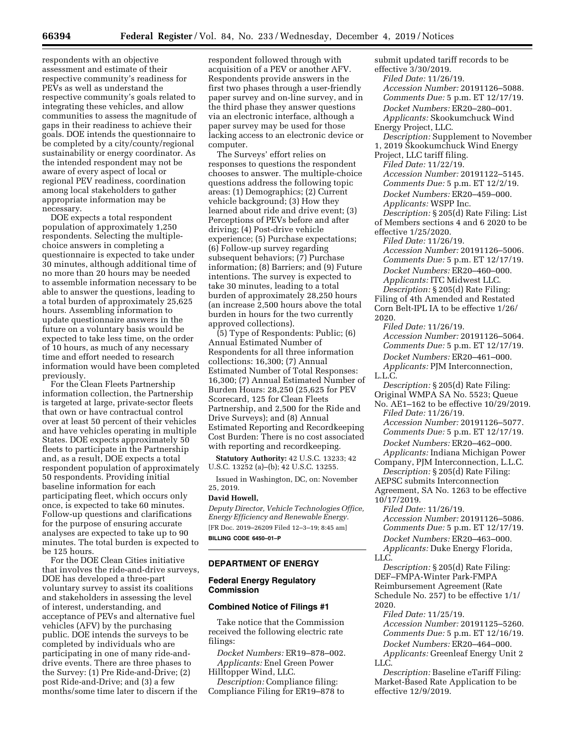respondents with an objective assessment and estimate of their respective community's readiness for PEVs as well as understand the respective community's goals related to integrating these vehicles, and allow communities to assess the magnitude of gaps in their readiness to achieve their goals. DOE intends the questionnaire to be completed by a city/county/regional sustainability or energy coordinator. As the intended respondent may not be aware of every aspect of local or regional PEV readiness, coordination among local stakeholders to gather appropriate information may be necessary.

DOE expects a total respondent population of approximately 1,250 respondents. Selecting the multiple-choice answers in completing a questionnaire is expected to take under 30 minutes, although additional time of no more than 20 hours may be needed to assemble information necessary to be able to answer the questions, leading to a total burden of approximately 25,625 hours. Assembling information to update questionnaire answers in the future on a voluntary basis would be expected to take less time, on the order of 10 hours, as much of any necessary time and effort needed to research information would have been completed previously.

For the Clean Fleets Partnership information collection, the Partnership is targeted at large, private-sector fleets that own or have contractual control over at least 50 percent of their vehicles and have vehicles operating in multiple States. DOE expects approximately 50 fleets to participate in the Partnership and, as a result, DOE expects a total respondent population of approximately 50 respondents. Providing initial baseline information for each participating fleet, which occurs only once, is expected to take 60 minutes. Follow-up questions and clarifications for the purpose of ensuring accurate analyses are expected to take up to 90 minutes. The total burden is expected to be 125 hours.

For the DOE Clean Cities initiative that involves the ride-and-drive surveys, DOE has developed a three-part voluntary survey to assist its coalitions and stakeholders in assessing the level of interest, understanding, and acceptance of PEVs and alternative fuel vehicles (AFV) by the purchasing public. DOE intends the surveys to be completed by individuals who are participating in one of many ride-and-drive events. There are three phases to the Survey: (1) Pre Ride-and-Drive; (2) post Ride-and-Drive; and (3) a few months/some time later to discern if the respondent followed through with acquisition of a PEV or another AFV. Respondents provide answers in the first two phases through a user-friendly paper survey and on-line survey, and in the third phase they answer questions via an electronic interface, although a paper survey may be used for those lacking access to an electronic device or computer.

The Surveys' effort relies on responses to questions the respondent chooses to answer. The multiple-choice questions address the following topic areas: (1) Demographics; (2) Current vehicle background; (3) How they learned about ride and drive event; (3) Perceptions of PEVs before and after driving; (4) Post-drive vehicle experience; (5) Purchase expectations; (6) Follow-up survey regarding subsequent behaviors; (7) Purchase information; (8) Barriers; and (9) Future intentions. The survey is expected to take 30 minutes, leading to a total burden of approximately 28,250 hours (an increase 2,500 hours above the total burden in hours for the two currently approved collections).

(5) Type of Respondents: Public; (6) Annual Estimated Number of Respondents for all three information collections: 16,300; (7) Annual Estimated Number of Total Responses: 16,300; (7) Annual Estimated Number of Burden Hours: 28,250 (25,625 for PEV Scorecard, 125 for Clean Fleets Partnership, and 2,500 for the Ride and Drive Surveys); and (8) Annual Estimated Reporting and Recordkeeping Cost Burden: There is no cost associated with reporting and recordkeeping.

**Statutory Authority:** 42 U.S.C. 13233; 42 U.S.C. 13252 (a)–(b); 42 U.S.C. 13255.

Issued in Washington, DC, on: November 25, 2019.

**David Howell,**

*Deputy Director, Vehicle Technologies Office, Energy Efficiency and Renewable Energy.*

[FR Doc. 2019–26209 Filed 12–3–19; 8:45 am]

**BILLING CODE 6450–01–P**

## DEPARTMENT OF ENERGY

### Federal Energy Regulatory Commission

### Combined Notice of Filings #1

Take notice that the Commission received the following electric rate filings:

*Docket Numbers:* ER19–878–002.
*Applicants:* Enel Green Power Hilltopper Wind, LLC.
*Description:* Compliance filing: Compliance Filing for ER19–878 to submit updated tariff records to be effective 3/30/2019.
*Filed Date:* 11/26/19.
*Accession Number:* 20191126–5088.
*Comments Due:* 5 p.m. ET 12/17/19.

*Docket Numbers:* ER20–280–001.
*Applicants:* Skookumchuck Wind Energy Project, LLC.
*Description:* Supplement to November 1, 2019 Skookumchuck Wind Energy Project, LLC tariff filing.
*Filed Date:* 11/22/19.
*Accession Number:* 20191122–5145.
*Comments Due:* 5 p.m. ET 12/2/19.

*Docket Numbers:* ER20–459–000.
*Applicants:* WSPP Inc.
*Description:* § 205(d) Rate Filing: List of Members sections 4 and 6 2020 to be effective 1/25/2020.
*Filed Date:* 11/26/19.
*Accession Number:* 20191126–5006.
*Comments Due:* 5 p.m. ET 12/17/19.

*Docket Numbers:* ER20–460–000.
*Applicants:* ITC Midwest LLC.
*Description:* § 205(d) Rate Filing: Filing of 4th Amended and Restated Corn Belt-IPL IA to be effective 1/26/2020.
*Filed Date:* 11/26/19.
*Accession Number:* 20191126–5064.
*Comments Due:* 5 p.m. ET 12/17/19.

*Docket Numbers:* ER20–461–000.
*Applicants:* PJM Interconnection, L.L.C.
*Description:* § 205(d) Rate Filing: Original WMPA SA No. 5523; Queue No. AE1–162 to be effective 10/29/2019.
*Filed Date:* 11/26/19.
*Accession Number:* 20191126–5077.
*Comments Due:* 5 p.m. ET 12/17/19.

*Docket Numbers:* ER20–462–000.
*Applicants:* Indiana Michigan Power Company, PJM Interconnection, L.L.C.
*Description:* § 205(d) Rate Filing: AEPSC submits Interconnection Agreement, SA No. 1263 to be effective 10/17/2019.
*Filed Date:* 11/26/19.
*Accession Number:* 20191126–5086.
*Comments Due:* 5 p.m. ET 12/17/19.

*Docket Numbers:* ER20–463–000.
*Applicants:* Duke Energy Florida, LLC.
*Description:* § 205(d) Rate Filing: DEF–FMPA-Winter Park-FMPA Reimbursement Agreement (Rate Schedule No. 257) to be effective 1/1/2020.
*Filed Date:* 11/25/19.
*Accession Number:* 20191125–5260.
*Comments Due:* 5 p.m. ET 12/16/19.

*Docket Numbers:* ER20–464–000.
*Applicants:* Greenleaf Energy Unit 2 LLC.
*Description:* Baseline eTariff Filing: Market-Based Rate Application to be effective 12/9/2019.